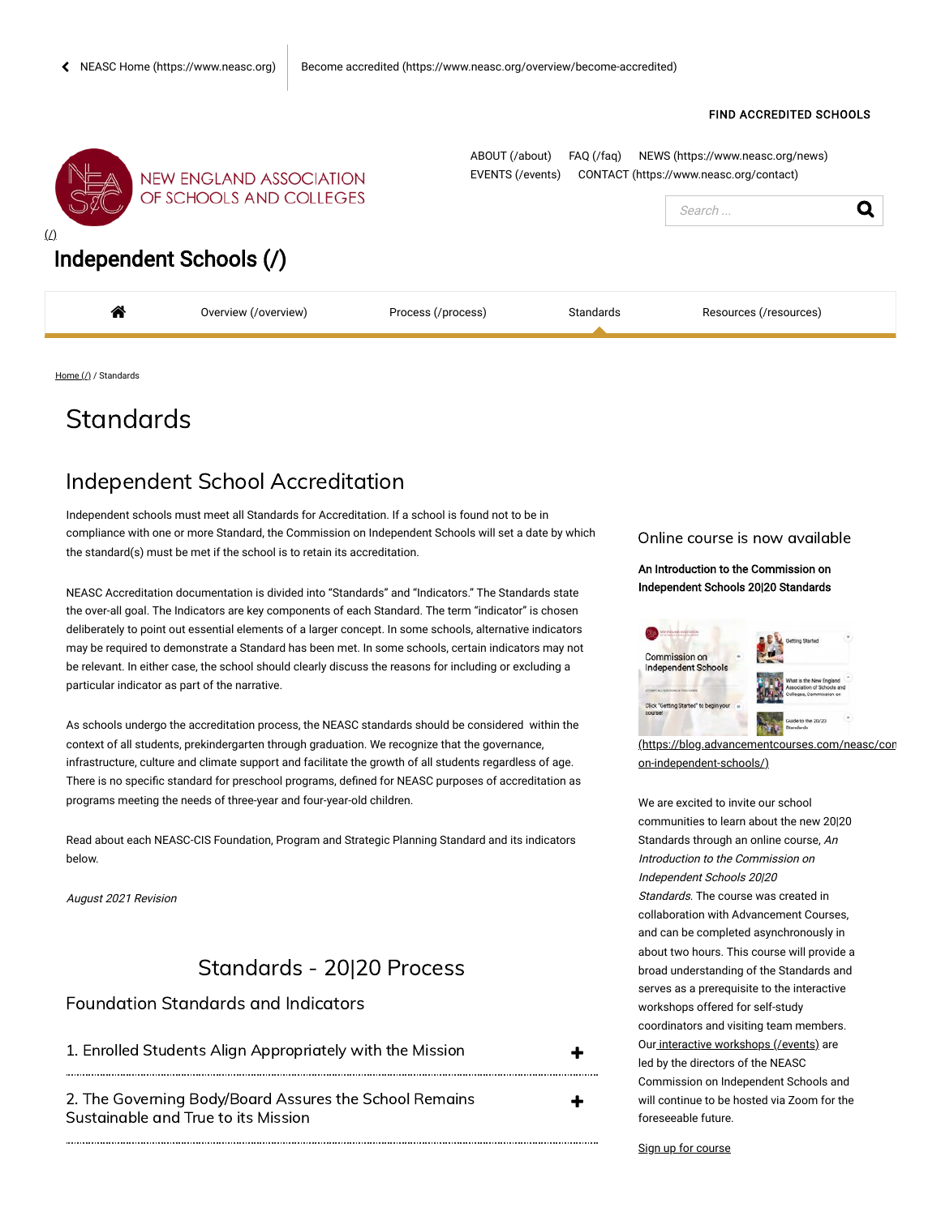NEASC Home (https://www.neasc.org) | Become accredited (https://www.neasc.org/overview/become-accredited)

FIND ACCREDITED SCHOOLS

NEW ENGLAND ASSOCIATION OF SCHOOLS AND COLLEGES

ABOUT (/about) FAQ (/faq) NEWS (https://www.neasc.org/news) EVENTS (/events) CONTACT (https://www.neasc.org/contact)

Search ...

(/)

# Independent Schools (/)

Overview (/overview) | Process (/process) | Standards | Resources (/resources)

Home (/) / Standards

# Standards

## Independent School Accreditation

Independent schools must meet all Standards for Accreditation. If a school is found not to be in compliance with one or more Standard, the Commission on Independent Schools will set a date by which the standard(s) must be met if the school is to retain its accreditation.

NEASC Accreditation documentation is divided into "Standards" and "Indicators." The Standards state the over-all goal. The Indicators are key components of each Standard. The term "indicator" is chosen deliberately to point out essential elements of a larger concept. In some schools, alternative indicators may be required to demonstrate a Standard has been met. In some schools, certain indicators may not be relevant. In either case, the school should clearly discuss the reasons for including or excluding a particular indicator as part of the narrative.

As schools undergo the accreditation process, the NEASC standards should be considered within the context of all students, prekindergarten through graduation. We recognize that the governance, infrastructure, culture and climate support and facilitate the growth of all students regardless of age. There is no specific standard for preschool programs, defined for NEASC purposes of accreditation as programs meeting the needs of three-year and four-year-old children.

Read about each NEASC-CIS Foundation, Program and Strategic Planning Standard and its indicators below.

*August 2021 Revision*

## Standards - 20|20 Process

### Foundation Standards and Indicators

1. Enrolled Students Align Appropriately with the Mission +

2. The Governing Body/Board Assures the School Remains Sustainable and True to its Mission +

### Online course is now available

**An Introduction to the Commission on Independent Schools 20|20 Standards**

(https://blog.advancementcourses.com/neasc/commission-on-independent-schools/)

We are excited to invite our school communities to learn about the new 20|20 Standards through an online course, *An Introduction to the Commission on Independent Schools 20|20 Standards*. The course was created in collaboration with Advancement Courses, and can be completed asynchronously in about two hours. This course will provide a broad understanding of the Standards and serves as a prerequisite to the interactive workshops offered for self-study coordinators and visiting team members. Our interactive workshops (/events) are led by the directors of the NEASC Commission on Independent Schools and will continue to be hosted via Zoom for the foreseeable future.

Sign up for course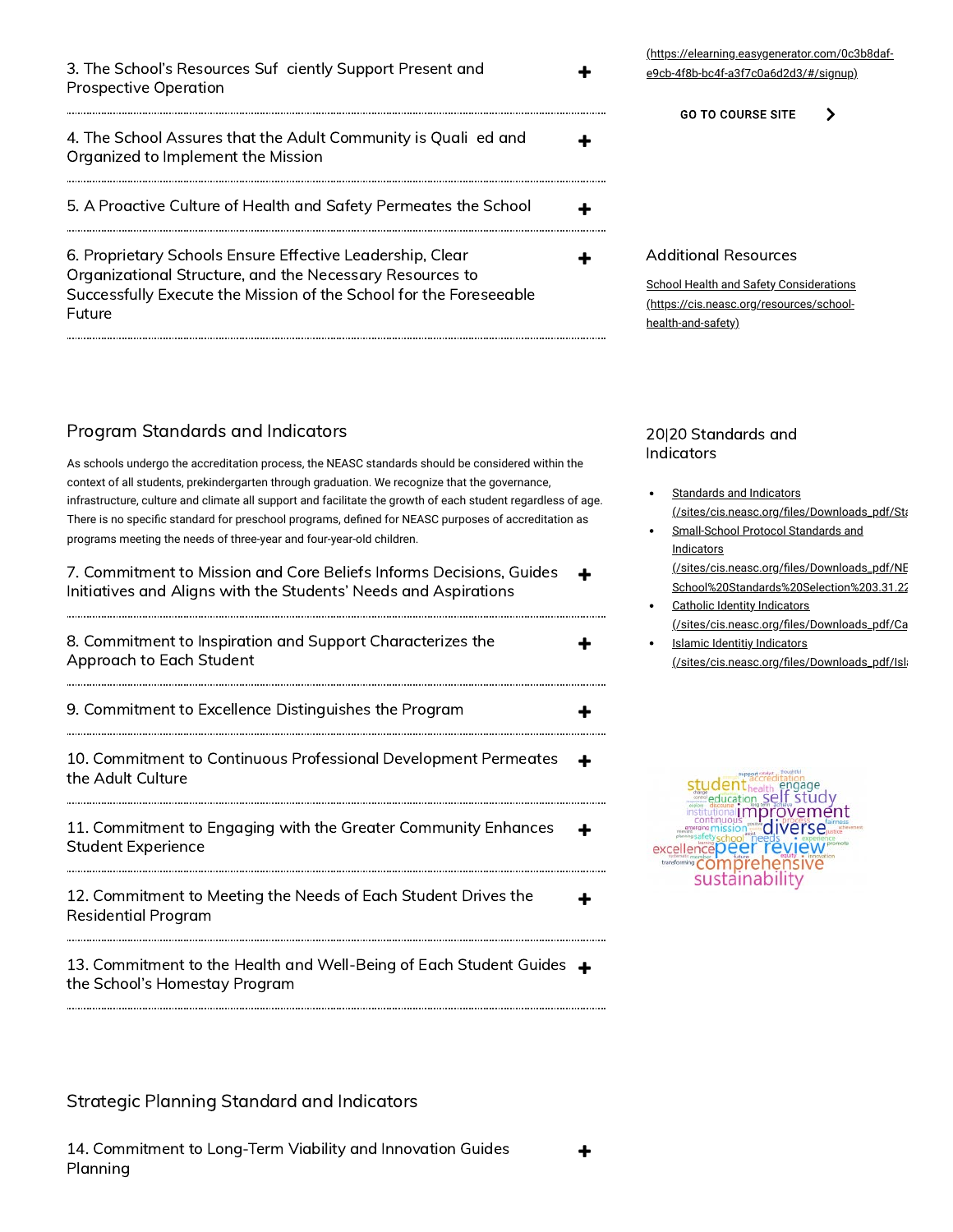3. The School's Resources Suf ciently Support Present and Prospective Operation +

4. The School Assures that the Adult Community is Quali ed and Organized to Implement the Mission +

5. A Proactive Culture of Health and Safety Permeates the School +

6. Proprietary Schools Ensure Effective Leadership, Clear Organizational Structure, and the Necessary Resources to Successfully Execute the Mission of the School for the Foreseeable Future +

## Program Standards and Indicators

As schools undergo the accreditation process, the NEASC standards should be considered within the context of all students, prekindergarten through graduation. We recognize that the governance, infrastructure, culture and climate all support and facilitate the growth of each student regardless of age. There is no specific standard for preschool programs, defined for NEASC purposes of accreditation as programs meeting the needs of three-year and four-year-old children.

7. Commitment to Mission and Core Beliefs Informs Decisions, Guides Initiatives and Aligns with the Students' Needs and Aspirations +

8. Commitment to Inspiration and Support Characterizes the Approach to Each Student +

9. Commitment to Excellence Distinguishes the Program +

10. Commitment to Continuous Professional Development Permeates the Adult Culture +

11. Commitment to Engaging with the Greater Community Enhances Student Experience +

12. Commitment to Meeting the Needs of Each Student Drives the Residential Program +

13. Commitment to the Health and Well-Being of Each Student Guides the School's Homestay Program +

## Strategic Planning Standard and Indicators

14. Commitment to Long-Term Viability and Innovation Guides Planning +

(https://elearning.easygenerator.com/0c3b8daf-e9cb-4f8b-bc4f-a3f7c0a6d2d3/#/signup)

GO TO COURSE SITE >

### Additional Resources

School Health and Safety Considerations (https://cis.neasc.org/resources/school-health-and-safety)

### 20|20 Standards and Indicators

- Standards and Indicators (/sites/cis.neasc.org/files/Downloads_pdf/Sta
- Small-School Protocol Standards and Indicators (/sites/cis.neasc.org/files/Downloads_pdf/NE School%20Standards%20Selection%203.31.22
- Catholic Identity Indicators (/sites/cis.neasc.org/files/Downloads_pdf/Ca
- Islamic Identitiy Indicators (/sites/cis.neasc.org/files/Downloads_pdf/Isl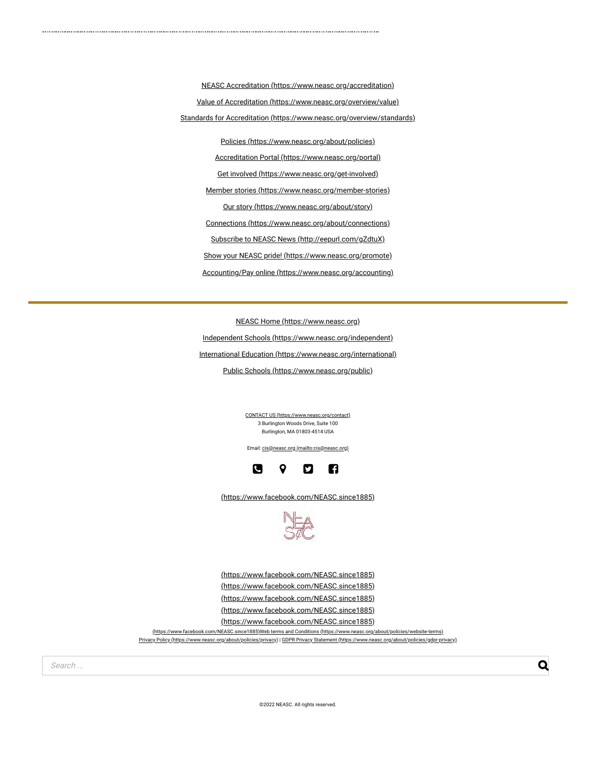NEASC Accreditation (https://www.neasc.org/accreditation)

Value of Accreditation (https://www.neasc.org/overview/value)

Standards for Accreditation (https://www.neasc.org/overview/standards)

Policies (https://www.neasc.org/about/policies)

Accreditation Portal (https://www.neasc.org/portal)

Get involved (https://www.neasc.org/get-involved)

Member stories (https://www.neasc.org/member-stories)

Our story (https://www.neasc.org/about/story)

Connections (https://www.neasc.org/about/connections)

Subscribe to NEASC News (http://eepurl.com/gZdtuX)

Show your NEASC pride! (https://www.neasc.org/promote)

Accounting/Pay online (https://www.neasc.org/accounting)

---

NEASC Home (https://www.neasc.org)

Independent Schools (https://www.neasc.org/independent)

International Education (https://www.neasc.org/international)

Public Schools (https://www.neasc.org/public)

CONTACT US (https://www.neasc.org/contact)
3 Burlington Woods Drive, Suite 100
Burlington, MA 01803-4514 USA

Email: cis@neasc.org (mailto:cis@neasc.org)

(https://www.facebook.com/NEASC.since1885)

(https://www.facebook.com/NEASC.since1885)
(https://www.facebook.com/NEASC.since1885)
(https://www.facebook.com/NEASC.since1885)
(https://www.facebook.com/NEASC.since1885)
(https://www.facebook.com/NEASC.since1885)
(https://www.facebook.com/NEASC.since1885)Web terms and Conditions (https://www.neasc.org/about/policies/website-terms)
Privacy Policy (https://www.neasc.org/about/policies/privacy) | GDPR Privacy Statement (https://www.neasc.org/about/policies/gdpr-privacy)

Search ...

©2022 NEASC. All rights reserved.